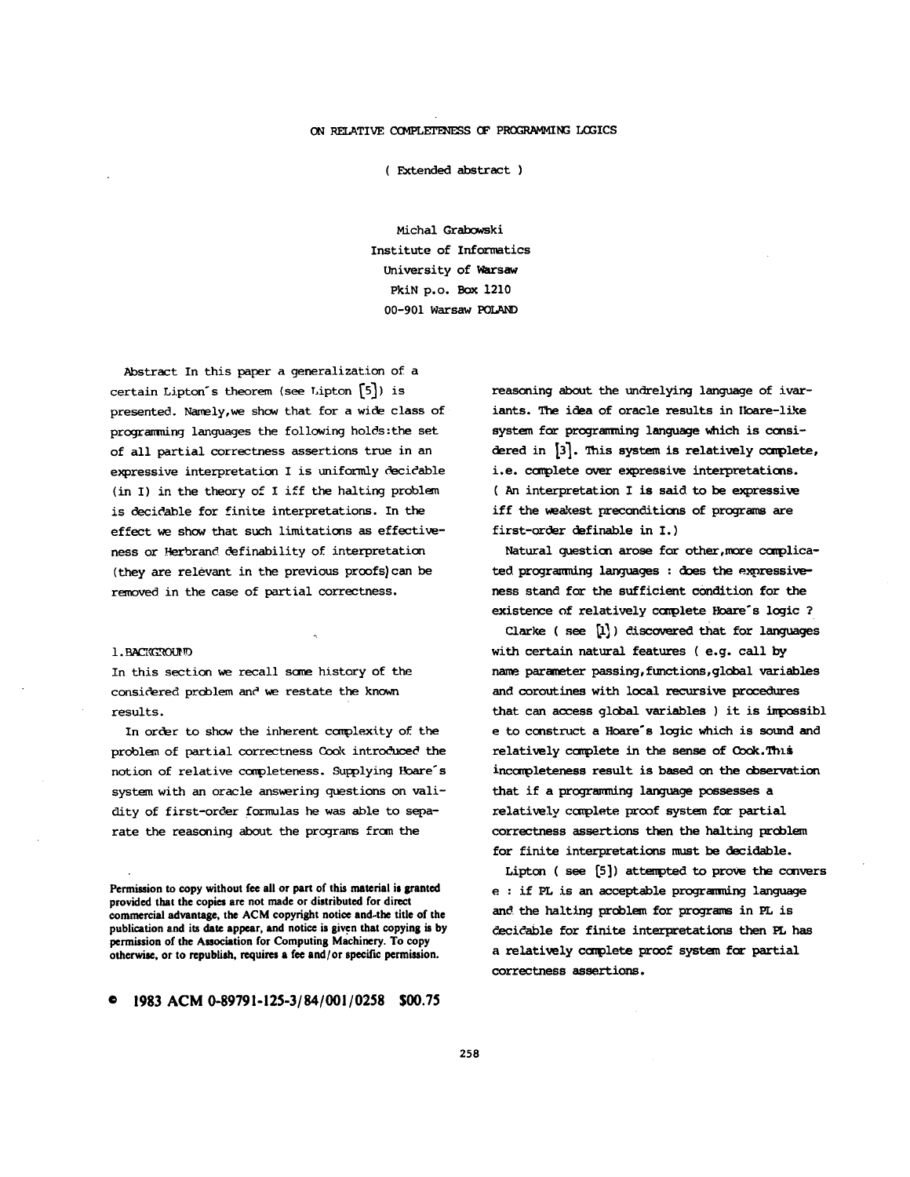# ON RELATIVE COMPLETENESS OF PROGRAMMING LOGICS

( Extended abstract )

Michal Grabowski
Institute of Informatics
University of Warsaw
PkiN p.o. Box 1210
00-901 Warsaw POLAND

Abstract In this paper a generalization of a certain Lipton's theorem (see Lipton [5]) is presented. Namely,we show that for a wide class of programming languages the following holds:the set of all partial correctness assertions true in an expressive interpretation I is uniformly decidable (in I) in the theory of I iff the halting problem is decidable for finite interpretations. In the effect we show that such limitations as effectiveness or Herbrand definability of interpretation (they are relevant in the previous proofs) can be removed in the case of partial correctness.

## 1.BACKGROUND

In this section we recall some history of the considered problem and we restate the known results.

In order to show the inherent complexity of the problem of partial correctness Cook introduced the notion of relative completeness. Supplying Hoare's system with an oracle answering questions on validity of first-order formulas he was able to separate the reasoning about the programs from the reasoning about the undrelying language of ivariants. The idea of oracle results in Hoare-like system for programming language which is considered in [3]. This system is relatively complete, i.e. complete over expressive interpretations. ( An interpretation I is said to be expressive iff the weakest preconditions of programs are first-order definable in I.)

Natural question arose for other,more complicated programming languages : does the expressiveness stand for the sufficient condition for the existence of relatively complete Hoare's logic ?

Clarke ( see [1]) discovered that for languages with certain natural features ( e.g. call by name parameter passing,functions,global variables and coroutines with local recursive procedures that can access global variables ) it is impossibl e to construct a Hoare's logic which is sound and relatively complete in the sense of Cook.This incompleteness result is based on the observation that if a programming language possesses a relatively complete proof system for partial correctness assertions then the halting problem for finite interpretations must be decidable.

Lipton ( see [5]) attempted to prove the convers e : if PL is an acceptable programming language and the halting problem for programs in PL is decidable for finite interpretations then PL has a relatively complete proof system for partial correctness assertions.

Permission to copy without fee all or part of this material is granted provided that the copies are not made or distributed for direct commercial advantage, the ACM copyright notice and the title of the publication and its date appear, and notice is given that copying is by permission of the Association for Computing Machinery. To copy otherwise, or to republish, requires a fee and/or specific permission.

© 1983 ACM 0-89791-125-3/84/001/0258 $00.75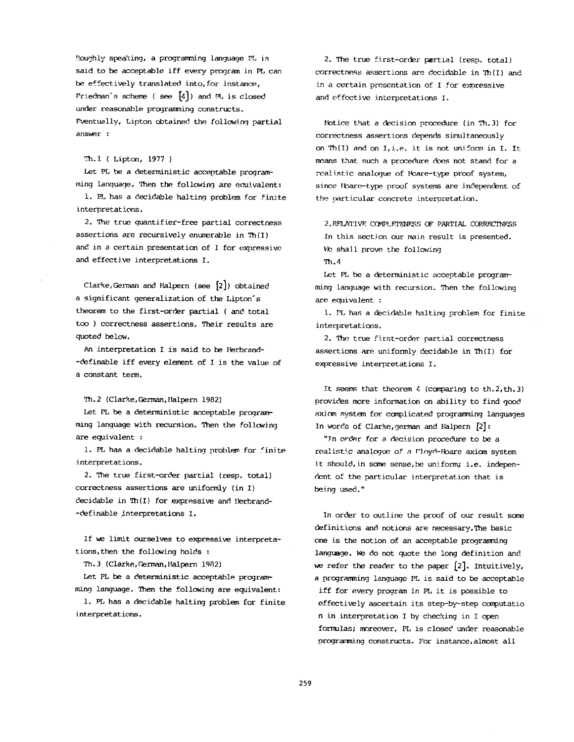Roughly speaking, a programming language PL is said to be acceptable iff every program in PL can be effectively translated into, for instance, Friedman's scheme ( see [4]) and PL is closed under reasonable programming constructs. Eventually, Lipton obtained the following partial answer :

Th.1 ( Lipton, 1977 )

Let PL be a deterministic acceptable programming language. Then the following are equivalent:

1. PL has a decidable halting problem for finite interpretations.
2. The true quantifier-free partial correctness assertions are recursively enumerable in Th(I) and in a certain presentation of I for expressive and effective interpretations I.

Clarke, German and Halpern (see [2]) obtained a significant generalization of the Lipton's theorem to the first-order partial ( and total too ) correctness assertions. Their results are quoted below.

An interpretation I is said to be Herbrand--definable iff every element of I is the value of a constant term.

Th.2 (Clarke, German, Halpern 1982)

Let PL be a deterministic acceptable programming language with recursion. Then the following are equivalent :

1. PL has a decidable halting problem for finite interpretations.
2. The true first-order partial (resp. total) correctness assertions are uniformly (in I) decidable in Th(I) for expressive and Herbrand--definable interpretations I.

If we limit ourselves to expressive interpretations, then the following holds :

Th.3 (Clarke, German, Halpern 1982)

Let PL be a deterministic acceptable programming language. Then the following are equivalent:

1. PL has a decidable halting problem for finite interpretations.
2. The true first-order partial (resp. total) correctness assertions are decidable in Th(I) and in a certain presentation of I for expressive and effective interpretations I.

Notice that a decision procedure (in Th.3) for correctness assertions depends simultaneously on Th(I) and on I, i.e. it is not uniform in I. It means that such a procedure does not stand for a realistic analogue of Hoare-type proof system, since Hoare-type proof systems are independent of the particular concrete interpretation.

## 2. RELATIVE COMPLETENESS OF PARTIAL CORRECTNESS

In this section our main result is presented. We shall prove the following

Th.4

Let PL be a deterministic acceptable programming language with recursion. Then the following are equivalent :

1. PL has a decidable halting problem for finite interpretations.
2. The true first-order partial correctness assertions are uniformly decidable in Th(I) for expressive interpretations I.

It seems that theorem 4 (comparing to th.2, th.3) provides more information on ability to find good axiom system for complicated programming languages In words of Clarke, german and Halpern [2]:

"In order for a decision procedure to be a realistic analogue of a Floyd-Hoare axiom system it should, in some sense, be uniform; i.e. independent of the particular interpretation that is being used."

In order to outline the proof of our result some definitions and notions are necessary. The basic one is the notion of an acceptable programming language. We do not quote the long definition and we refer the reader to the paper [2]. Intuitively, a programming language PL is said to be acceptable iff for every program in PL it is possible to effectively ascertain its step-by-step computation in interpretation I by checking in I open formulas; moreover, PL is closed under reasonable programming constructs. For instance, almost all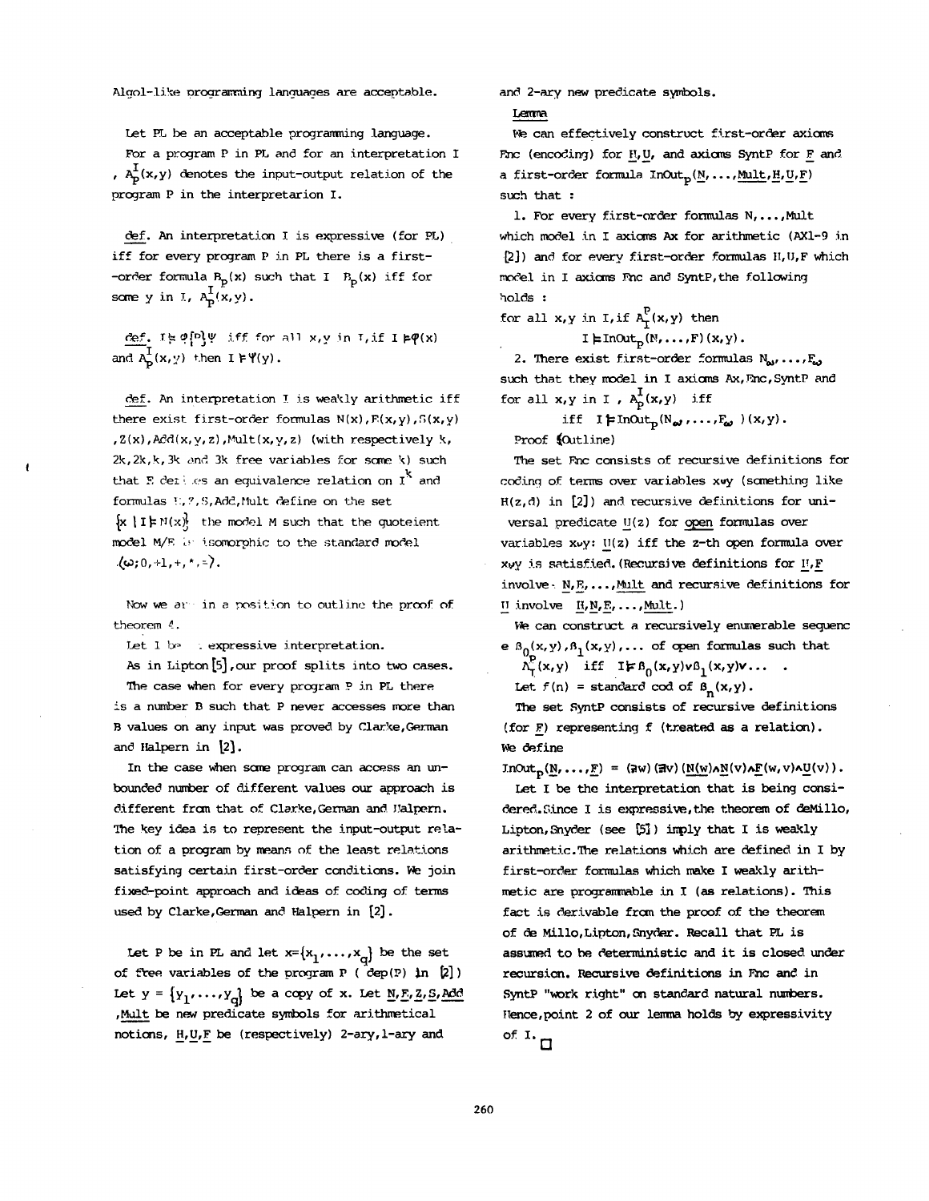Algol-like programming languages are acceptable.

Let PL be an acceptable programming language.

For a program P in PL and for an interpretation I, $A_P^I(x,y)$ denotes the input-output relation of the program P in the interpretarion I.

def. An interpretation I is expressive (for PL) iff for every program P in PL there is a first-order formula $B_P(x)$ such that I $B_P(x)$ iff for some y in I, $A_P^I(x,y)$.

def. $I \models \varphi\{P\}\psi$ iff for all x,y in I, if $I \models \varphi(x)$ and $A_P^I(x,y)$ then $I \models \psi(y)$.

def. An interpretation I is weakly arithmetic iff there exist first-order formulas $N(x)$, $E(x,y)$, $S(x,y)$, $Z(x)$, $Add(x,y,z)$, $Mult(x,y,z)$ (with respectively k, 2k, 2k, k, 3k and 3k free variables for some k) such that E defines an equivalence relation on $I^k$ and formulas N, Z, S, Add, Mult define on the set $\{x \mid I \models N(x)\}$ the model M such that the quoteient model M/E is isomorphic to the standard model $\langle \omega; 0, +1, +, *, = \rangle$.

Now we are in a position to outline the proof of theorem 4.

Let I be an expressive interpretation.

As in Lipton [5], our proof splits into two cases. The case when for every program P in PL there is a number B such that P never accesses more than B values on any input was proved by Clarke, German and Halpern in [2].

In the case when some program can access an unbounded number of different values our approach is different from that of Clarke, German and Halpern. The key idea is to represent the input-output relation of a program by means of the least relations satisfying certain first-order conditions. We join fixed-point approach and ideas of coding of terms used by Clarke, German and Halpern in [2].

Let P be in PL and let $x = \{x_1, \ldots, x_q\}$ be the set of free variables of the program P ( dep(P) in [2]) Let $y = \{y_1, \ldots, y_q\}$ be a copy of x. Let <u>N</u>, <u>E</u>, <u>Z</u>, <u>S</u>, <u>Add</u>, <u>Mult</u> be new predicate symbols for arithmetical notions, <u>H</u>, <u>U</u>, <u>F</u> be (respectively) 2-ary, 1-ary and 2-ary new predicate symbols.

Lemma

We can effectively construct first-order axioms Enc (encoding) for <u>H</u>, <u>U</u>, and axioms SyntP for <u>F</u> and a first-order formula $InOut_P(\underline{N}, \ldots, \underline{Mult}, \underline{H}, \underline{U}, \underline{F})$ such that :

1. For every first-order formulas N, ..., Mult which model in I axioms Ax for arithmetic (AX1-9 in [2]) and for every first-order formulas H, U, F which model in I axioms Enc and SyntP, the following holds :
for all x,y in I, if $A_I^P(x,y)$ then
$$I \models InOut_P(N, \ldots, F)(x,y).$$
2. There exist first-order formulas $N_\omega, \ldots, F_\omega$ such that they model in I axioms Ax, Enc, SyntP and for all x,y in I, $A_P^I(x,y)$ iff
$$\text{iff } I \models InOut_P(N_\omega, \ldots, F_\omega)(x,y).$$

Proof (Outline)

The set Enc consists of recursive definitions for coding of terms over variables x∪y (something like H(z,d) in [2]) and recursive definitions for universal predicate <u>U</u>(z) for <u>open</u> formulas over variables x∪y: <u>U</u>(z) iff the z-th open formula over x∪y is satisfied. (Recursive definitions for <u>H</u>, <u>F</u> involve <u>N</u>, <u>E</u>, ..., <u>Mult</u> and recursive definitions for <u>U</u> involve <u>H</u>, <u>N</u>, <u>E</u>, ..., <u>Mult</u>.)

We can construct a recursively enumerable sequence $B_0(x,y), B_1(x,y), \ldots$ of open formulas such that
$$A_I^P(x,y) \text{ iff } I \models B_0(x,y) \vee B_1(x,y) \vee \ldots .$$
Let $f(n)$ = standard cod of $B_n(x,y)$.

The set SyntP consists of recursive definitions (for <u>F</u>) representing f (treated as a relation). We define
$$InOut_P(\underline{N}, \ldots, \underline{F}) = (\exists w)(\exists v)(\underline{N}(w) \wedge \underline{N}(v) \wedge \underline{F}(w,v) \wedge \underline{U}(v)).$$

Let I be the interpretation that is being considered. Since I is expressive, the theorem of deMillo, Lipton, Snyder (see [5]) imply that I is weakly arithmetic. The relations which are defined in I by first-order formulas which make I weakly arithmetic are programmable in I (as relations). This fact is derivable from the proof of the theorem of de Millo, Lipton, Snyder. Recall that PL is assumed to be deterministic and it is closed under recursion. Recursive definitions in Enc and in SyntP "work right" on standard natural numbers. Hence, point 2 of our lemma holds by expressivity of I. □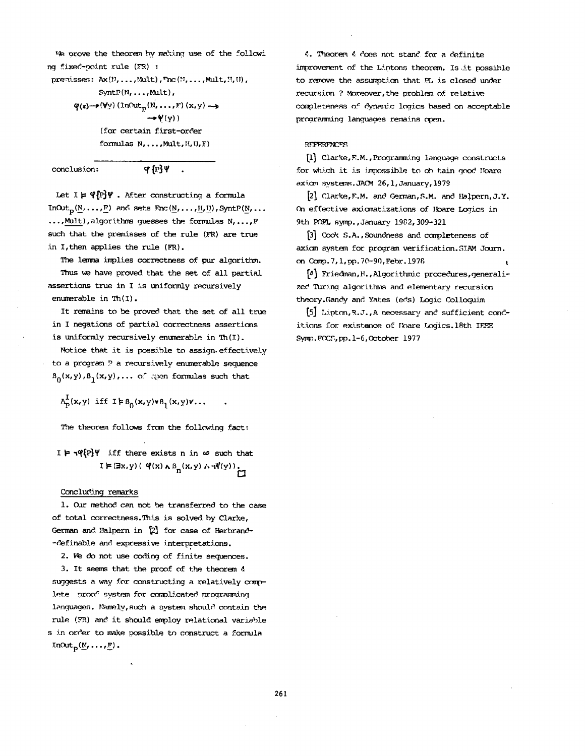We prove the theorem by making use of the following fixed-point rule (FR) :

premisses: $Ax(N,\ldots,Mult)$, $Fnc(N,\ldots,Mult,H,U)$,

$SyntP(N,\ldots,Mult)$,

$$\varphi(x) \rightarrow (\forall y)(InOut_P(N,\ldots,F)(x,y) \rightarrow \psi(y))$$

(for certain first-order formulas $N,\ldots,Mult,H,U,F$)

conclusion: $\varphi\{P\}\psi$ .

Let $I \models \varphi\{P\}\psi$ . After constructing a formula $InOut_P(\underline{N},\ldots,\underline{F})$ and sets $Fnc(\underline{N},\ldots,\underline{H},\underline{U})$, $SyntP(\underline{N},\ldots,\underline{Mult})$, algorithms guesses the formulas $N,\ldots,F$ such that the premisses of the rule (FR) are true in I, then applies the rule (FR).

The lemma implies correctness of our algorithm.

Thus we have proved that the set of all partial assertions true in I is uniformly recursively enumerable in Th(I).

It remains to be proved that the set of all true in I negations of partial correctness assertions is uniformly recursively enumerable in Th(I).

Notice that it is possible to assign effectively to a program P a recursively enumerable sequence $\beta_0(x,y),\beta_1(x,y),\ldots$ of open formulas such that

$$A_P^I(x,y) \text{ iff } I \models \beta_0(x,y) \vee \beta_1(x,y) \vee \ldots$$

The theorem follows from the following fact:

$$I \models \neg\varphi\{P\}\psi \text{ iff there exists n in } \omega \text{ such that } I \models (\exists x,y)(\varphi(x) \wedge \beta_n(x,y) \wedge \neg\psi(y)).$$

□

## Concluding remarks

1. Our method can not be transferred to the case of total correctness. This is solved by Clarke, German and Halpern in [2] for case of Herbrand-definable and expressive interpretations.

2. We do not use coding of finite sequences.

3. It seems that the proof of the theorem 4 suggests a way for constructing a relatively complete proof system for complicated programming languages. Namely, such a system should contain the rule (FR) and it should employ relational variables in order to make possible to construct a formula $InOut_P(\underline{N},\ldots,\underline{F})$.

4. Theorem 4 does not stand for a definite improvement of the Liptons theorem. Is it possible to remove the assumption that PL is closed under recursion ? Moreover, the problem of relative completeness of dynamic logics based on acceptable programming languages remains open.

## REFERENCES

[1] Clarke, E.M., Programming language constructs for which it is impossible to ob tain good Hoare axiom systems. JACM 26, 1, January, 1979

[2] Clarke, E.M. and German, S.M. and Halpern, J.Y. On effective axiomatizations of Hoare Logics in 9th POPL symp., January 1982, 309-321

[3] Cook S.A., Soundness and completeness of axiom system for program verification. SIAM Journ. on Comp. 7, 1, pp. 70-90, Febr. 1978

[4] Friedman, H., Algorithmic procedures, generalized Turing algorithms and elementary recursion theory. Gandy and Yates (eds) Logic Colloquim

[5] Lipton, R.J., A necessary and sufficient conditions for existence of Hoare Logics. 18th IEEE Symp. FOCS, pp. 1-6, October 1977